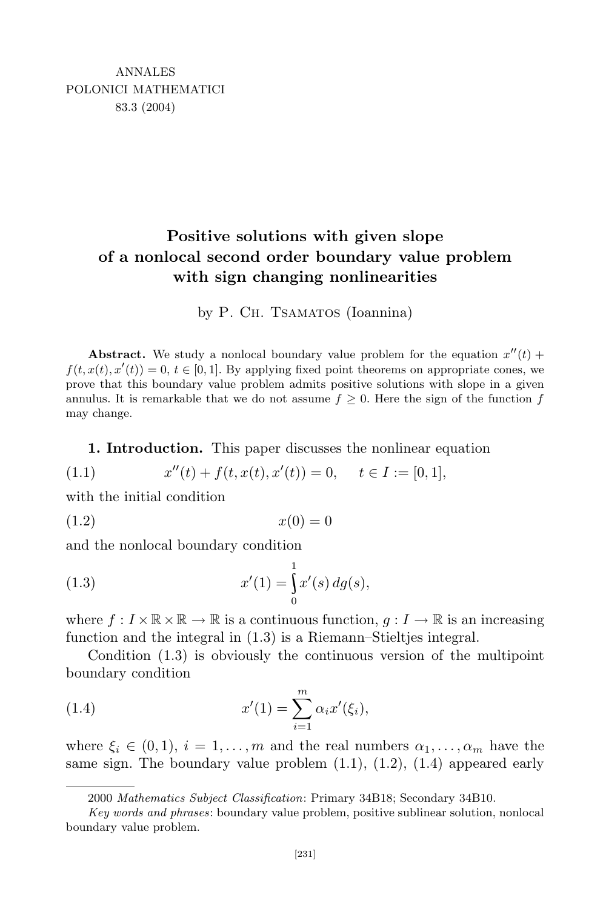# Positive solutions with given slope of a nonlocal second order boundary value problem with sign changing nonlinearities

by P. Ch. Tsamatos (Ioannina)

**Abstract.** We study a nonlocal boundary value problem for the equation $x''(t) + f(t, x(t), x'(t)) = 0$, $t \in [0, 1]$. By applying fixed point theorems on appropriate cones, we prove that this boundary value problem admits positive solutions with slope in a given annulus. It is remarkable that we do not assume $f \geq 0$. Here the sign of the function $f$ may change.

**1. Introduction.** This paper discusses the nonlinear equation

$$x''(t) + f(t, x(t), x'(t)) = 0, \quad t \in I := [0, 1], \tag{1.1}$$

with the initial condition

$$x(0) = 0 \tag{1.2}$$

and the nonlocal boundary condition

$$x'(1) = \int_0^1 x'(s)\, dg(s), \tag{1.3}$$

where $f : I \times \mathbb{R} \times \mathbb{R} \to \mathbb{R}$ is a continuous function, $g : I \to \mathbb{R}$ is an increasing function and the integral in (1.3) is a Riemann–Stieltjes integral.

Condition (1.3) is obviously the continuous version of the multipoint boundary condition

$$x'(1) = \sum_{i=1}^{m} \alpha_i x'(\xi_i), \tag{1.4}$$

where $\xi_i \in (0, 1)$, $i = 1, \ldots, m$ and the real numbers $\alpha_1, \ldots, \alpha_m$ have the same sign. The boundary value problem (1.1), (1.2), (1.4) appeared early

---

2000 *Mathematics Subject Classification*: Primary 34B18; Secondary 34B10.

*Key words and phrases*: boundary value problem, positive sublinear solution, nonlocal boundary value problem.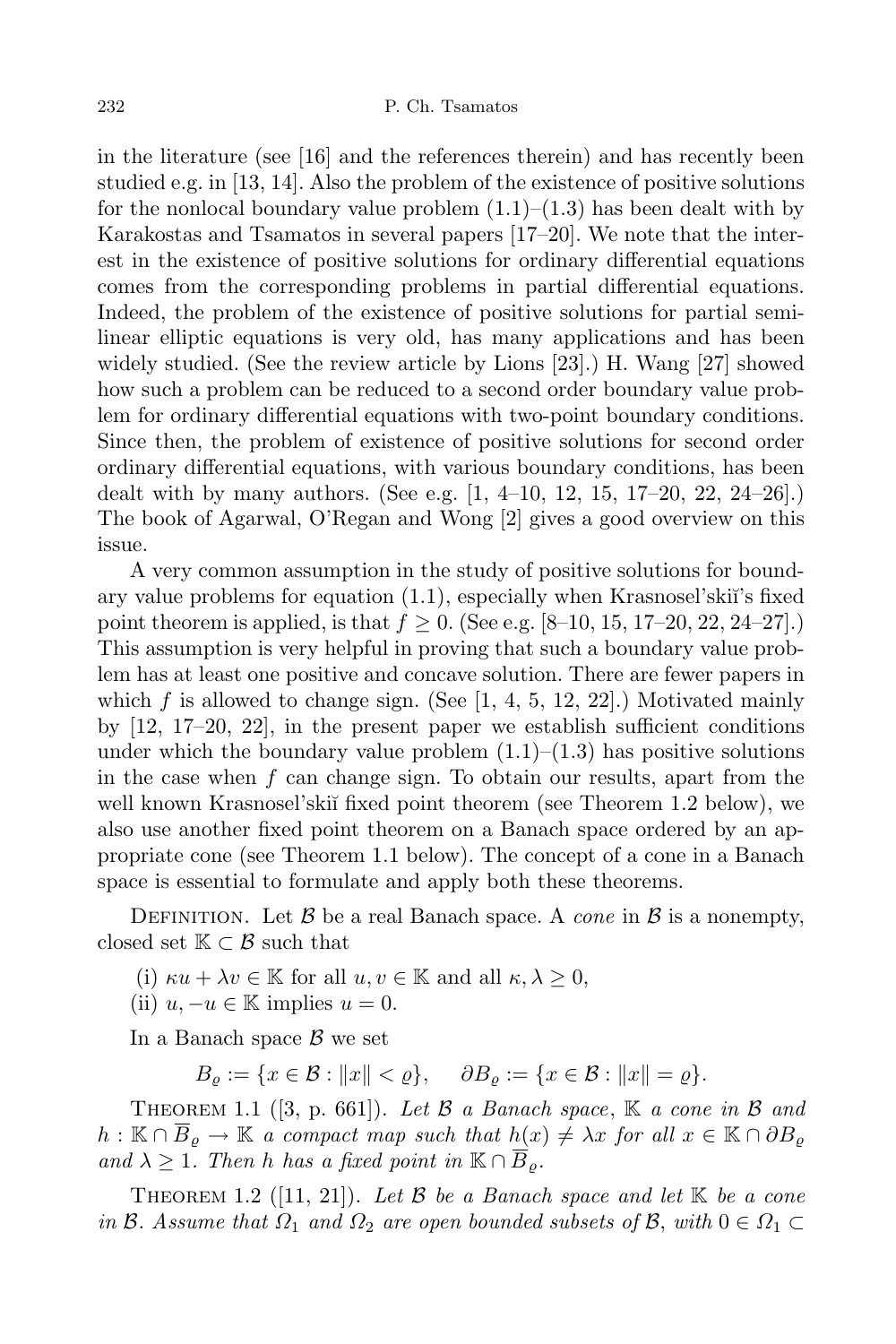in the literature (see [16] and the references therein) and has recently been studied e.g. in [13, 14]. Also the problem of the existence of positive solutions for the nonlocal boundary value problem (1.1)–(1.3) has been dealt with by Karakostas and Tsamatos in several papers [17–20]. We note that the interest in the existence of positive solutions for ordinary differential equations comes from the corresponding problems in partial differential equations. Indeed, the problem of the existence of positive solutions for partial semilinear elliptic equations is very old, has many applications and has been widely studied. (See the review article by Lions [23].) H. Wang [27] showed how such a problem can be reduced to a second order boundary value problem for ordinary differential equations with two-point boundary conditions. Since then, the problem of existence of positive solutions for second order ordinary differential equations, with various boundary conditions, has been dealt with by many authors. (See e.g. [1, 4–10, 12, 15, 17–20, 22, 24–26].) The book of Agarwal, O'Regan and Wong [2] gives a good overview on this issue.

A very common assumption in the study of positive solutions for boundary value problems for equation (1.1), especially when Krasnosel'skiĭ's fixed point theorem is applied, is that $f \geq 0$. (See e.g. [8–10, 15, 17–20, 22, 24–27].) This assumption is very helpful in proving that such a boundary value problem has at least one positive and concave solution. There are fewer papers in which $f$ is allowed to change sign. (See [1, 4, 5, 12, 22].) Motivated mainly by [12, 17–20, 22], in the present paper we establish sufficient conditions under which the boundary value problem (1.1)–(1.3) has positive solutions in the case when $f$ can change sign. To obtain our results, apart from the well known Krasnosel'skiĭ fixed point theorem (see Theorem 1.2 below), we also use another fixed point theorem on a Banach space ordered by an appropriate cone (see Theorem 1.1 below). The concept of a cone in a Banach space is essential to formulate and apply both these theorems.

Definition. Let $\mathcal{B}$ be a real Banach space. A *cone* in $\mathcal{B}$ is a nonempty, closed set $\mathbb{K} \subset \mathcal{B}$ such that

(i) $\kappa u + \lambda v \in \mathbb{K}$ for all $u, v \in \mathbb{K}$ and all $\kappa, \lambda \geq 0$,
(ii) $u, -u \in \mathbb{K}$ implies $u = 0$.

In a Banach space $\mathcal{B}$ we set

$$B_\varrho := \{x \in \mathcal{B} : \|x\| < \varrho\}, \quad \partial B_\varrho := \{x \in \mathcal{B} : \|x\| = \varrho\}.$$

Theorem 1.1 ([3, p. 661]). *Let $\mathcal{B}$ a Banach space, $\mathbb{K}$ a cone in $\mathcal{B}$ and $h : \mathbb{K} \cap \overline{B}_\varrho \to \mathbb{K}$ a compact map such that $h(x) \neq \lambda x$ for all $x \in \mathbb{K} \cap \partial B_\varrho$ and $\lambda \geq 1$. Then $h$ has a fixed point in $\mathbb{K} \cap \overline{B}_\varrho$.*

Theorem 1.2 ([11, 21]). *Let $\mathcal{B}$ be a Banach space and let $\mathbb{K}$ be a cone in $\mathcal{B}$. Assume that $\Omega_1$ and $\Omega_2$ are open bounded subsets of $\mathcal{B}$, with $0 \in \Omega_1 \subset$*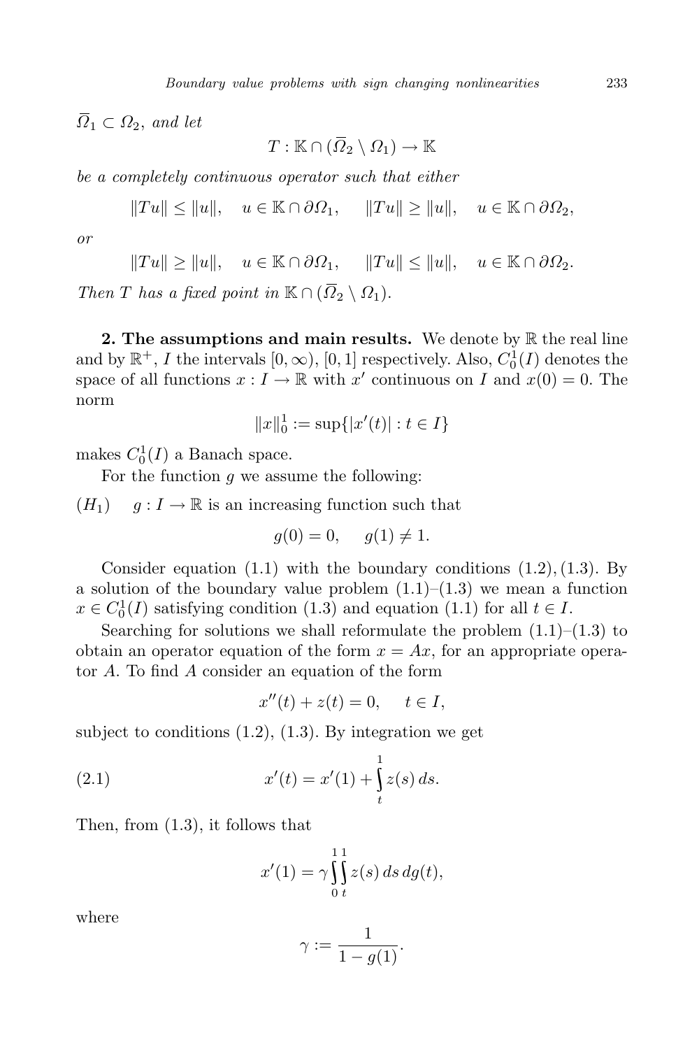*$\bar{\Omega}_1 \subset \Omega_2$, and let*

$$T : \mathbb{K} \cap (\bar{\Omega}_2 \setminus \Omega_1) \to \mathbb{K}$$

*be a completely continuous operator such that either*

$$\|Tu\| \le \|u\|, \quad u \in \mathbb{K} \cap \partial\Omega_1, \qquad \|Tu\| \ge \|u\|, \quad u \in \mathbb{K} \cap \partial\Omega_2,$$

*or*

$$\|Tu\| \ge \|u\|, \quad u \in \mathbb{K} \cap \partial\Omega_1, \qquad \|Tu\| \le \|u\|, \quad u \in \mathbb{K} \cap \partial\Omega_2.$$

*Then $T$ has a fixed point in $\mathbb{K} \cap (\bar{\Omega}_2 \setminus \Omega_1)$.*

**2. The assumptions and main results.** We denote by $\mathbb{R}$ the real line and by $\mathbb{R}^+$, $I$ the intervals $[0,\infty)$, $[0,1]$ respectively. Also, $C_0^1(I)$ denotes the space of all functions $x : I \to \mathbb{R}$ with $x'$ continuous on $I$ and $x(0) = 0$. The norm

$$\|x\|_0^1 := \sup\{|x'(t)| : t \in I\}$$

makes $C_0^1(I)$ a Banach space.

For the function $g$ we assume the following:

$(H_1)$ $g : I \to \mathbb{R}$ is an increasing function such that

$$g(0) = 0, \quad g(1) \ne 1.$$

Consider equation (1.1) with the boundary conditions (1.2), (1.3). By a solution of the boundary value problem (1.1)–(1.3) we mean a function $x \in C_0^1(I)$ satisfying condition (1.3) and equation (1.1) for all $t \in I$.

Searching for solutions we shall reformulate the problem (1.1)–(1.3) to obtain an operator equation of the form $x = Ax$, for an appropriate operator $A$. To find $A$ consider an equation of the form

$$x''(t) + z(t) = 0, \quad t \in I,$$

subject to conditions (1.2), (1.3). By integration we get

$$x'(t) = x'(1) + \int_t^1 z(s)\,ds. \tag{2.1}$$

Then, from (1.3), it follows that

$$x'(1) = \gamma \int_0^1 \int_t^1 z(s)\,ds\,dg(t),$$

where

$$\gamma := \frac{1}{1 - g(1)}.$$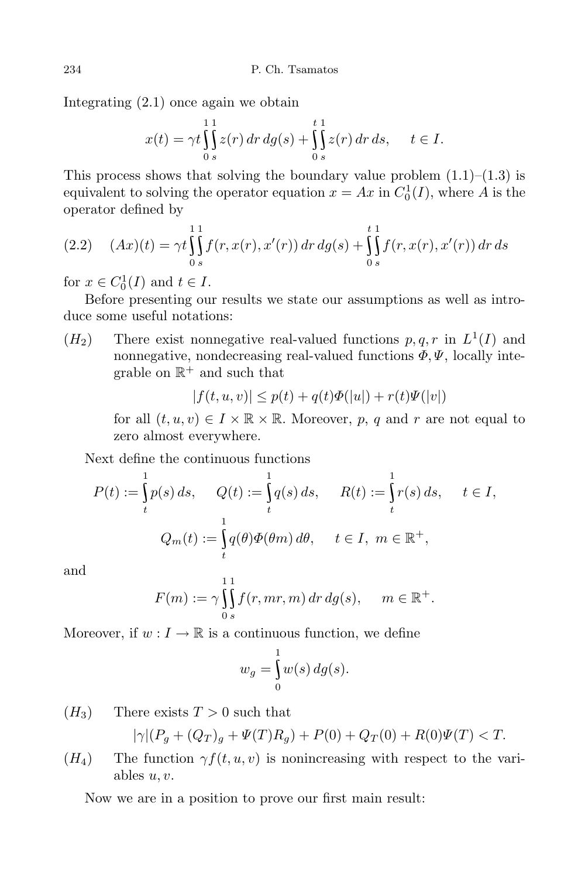Integrating (2.1) once again we obtain

$$x(t) = \gamma t \int_0^1 \int_s^1 z(r)\,dr\,dg(s) + \int_0^t \int_s^1 z(r)\,dr\,ds, \qquad t \in I.$$

This process shows that solving the boundary value problem (1.1)–(1.3) is equivalent to solving the operator equation $x = Ax$ in $C_0^1(I)$, where $A$ is the operator defined by

$$(Ax)(t) = \gamma t \int_0^1 \int_s^1 f(r, x(r), x'(r))\,dr\,dg(s) + \int_0^t \int_s^1 f(r, x(r), x'(r))\,dr\,ds \tag{2.2}$$

for $x \in C_0^1(I)$ and $t \in I$.

Before presenting our results we state our assumptions as well as introduce some useful notations:

$(H_2)$ There exist nonnegative real-valued functions $p, q, r$ in $L^1(I)$ and nonnegative, nondecreasing real-valued functions $\Phi, \Psi$, locally integrable on $\mathbb{R}^+$ and such that

$$|f(t, u, v)| \le p(t) + q(t)\Phi(|u|) + r(t)\Psi(|v|)$$

for all $(t, u, v) \in I \times \mathbb{R} \times \mathbb{R}$. Moreover, $p$, $q$ and $r$ are not equal to zero almost everywhere.

Next define the continuous functions

$$P(t) := \int_t^1 p(s)\,ds, \qquad Q(t) := \int_t^1 q(s)\,ds, \qquad R(t) := \int_t^1 r(s)\,ds, \qquad t \in I,$$

$$Q_m(t) := \int_t^1 q(\theta)\Phi(\theta m)\,d\theta, \qquad t \in I,\ m \in \mathbb{R}^+,$$

and

$$F(m) := \gamma \int_0^1 \int_s^1 f(r, mr, m)\,dr\,dg(s), \qquad m \in \mathbb{R}^+.$$

Moreover, if $w : I \to \mathbb{R}$ is a continuous function, we define

$$w_g = \int_0^1 w(s)\,dg(s).$$

$(H_3)$ There exists $T > 0$ such that

$$|\gamma|(P_g + (Q_T)_g + \Psi(T)R_g) + P(0) + Q_T(0) + R(0)\Psi(T) < T.$$

$(H_4)$ The function $\gamma f(t, u, v)$ is nonincreasing with respect to the variables $u, v$.

Now we are in a position to prove our first main result: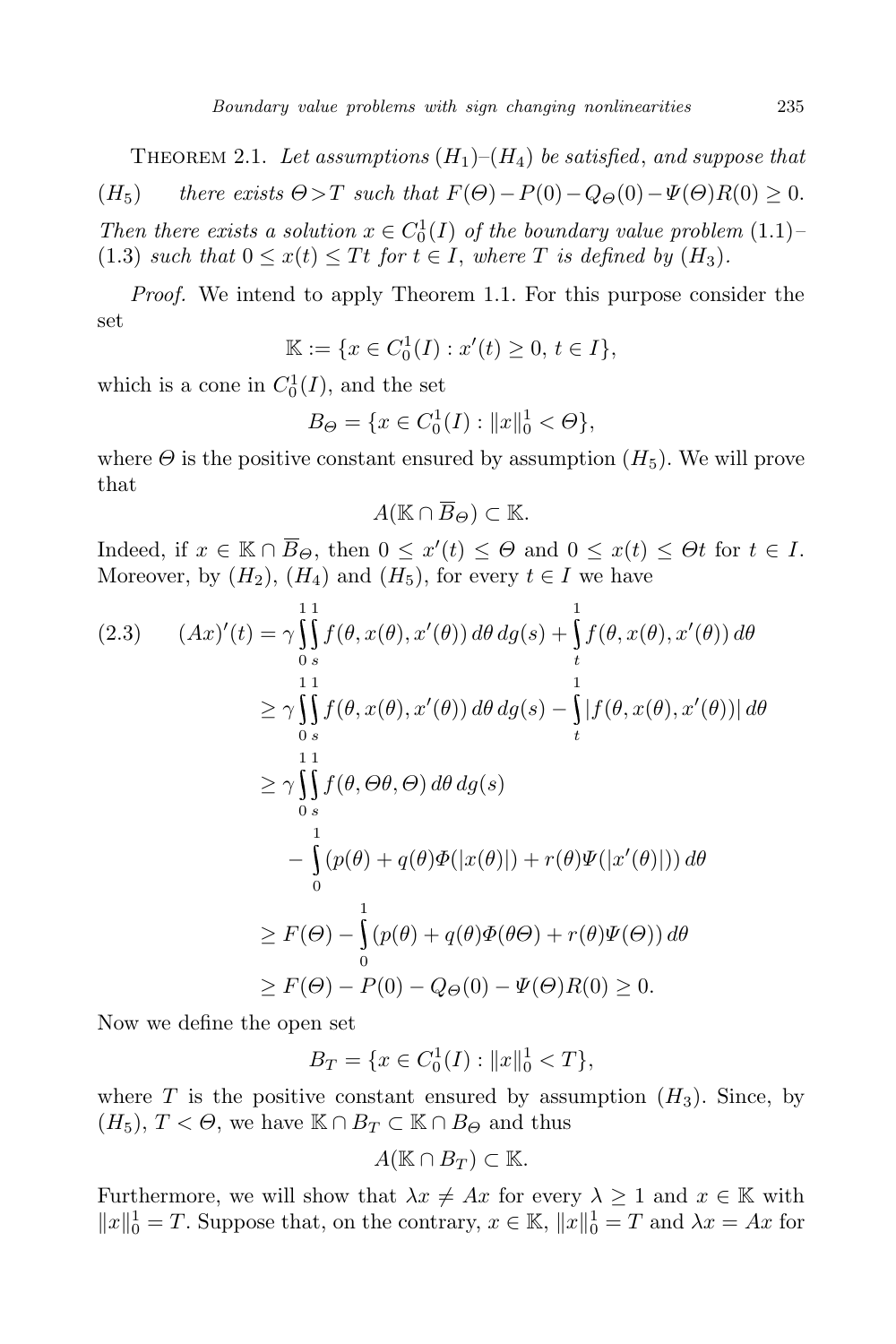THEOREM 2.1. *Let assumptions* $(H_1)$–$(H_4)$ *be satisfied, and suppose that*

$(H_5)$ *there exists* $\Theta > T$ *such that* $F(\Theta) - P(0) - Q_\Theta(0) - \Psi(\Theta)R(0) \geq 0$.

*Then there exists a solution* $x \in C_0^1(I)$ *of the boundary value problem* (1.1)–(1.3) *such that* $0 \leq x(t) \leq Tt$ *for* $t \in I$, *where* $T$ *is defined by* $(H_3)$.

*Proof.* We intend to apply Theorem 1.1. For this purpose consider the set

$$\mathbb{K} := \{x \in C_0^1(I) : x'(t) \geq 0,\ t \in I\},$$

which is a cone in $C_0^1(I)$, and the set

$$B_\Theta = \{x \in C_0^1(I) : \|x\|_0^1 < \Theta\},$$

where $\Theta$ is the positive constant ensured by assumption $(H_5)$. We will prove that

$$A(\mathbb{K} \cap \overline{B}_\Theta) \subset \mathbb{K}.$$

Indeed, if $x \in \mathbb{K} \cap \overline{B}_\Theta$, then $0 \leq x'(t) \leq \Theta$ and $0 \leq x(t) \leq \Theta t$ for $t \in I$. Moreover, by $(H_2)$, $(H_4)$ and $(H_5)$, for every $t \in I$ we have

$$\begin{aligned}
(2.3)\qquad (Ax)'(t) &= \gamma \int_0^1 \int_s^1 f(\theta, x(\theta), x'(\theta))\, d\theta\, dg(s) + \int_t^1 f(\theta, x(\theta), x'(\theta))\, d\theta \\
&\geq \gamma \int_0^1 \int_s^1 f(\theta, x(\theta), x'(\theta))\, d\theta\, dg(s) - \int_t^1 |f(\theta, x(\theta), x'(\theta))|\, d\theta \\
&\geq \gamma \int_0^1 \int_s^1 f(\theta, \Theta\theta, \Theta)\, d\theta\, dg(s) \\
&\quad - \int_0^1 (p(\theta) + q(\theta)\Phi(|x(\theta)|) + r(\theta)\Psi(|x'(\theta)|))\, d\theta \\
&\geq F(\Theta) - \int_0^1 (p(\theta) + q(\theta)\Phi(\theta\Theta) + r(\theta)\Psi(\Theta))\, d\theta \\
&\geq F(\Theta) - P(0) - Q_\Theta(0) - \Psi(\Theta)R(0) \geq 0.
\end{aligned}$$

Now we define the open set

$$B_T = \{x \in C_0^1(I) : \|x\|_0^1 < T\},$$

where $T$ is the positive constant ensured by assumption $(H_3)$. Since, by $(H_5)$, $T < \Theta$, we have $\mathbb{K} \cap B_T \subset \mathbb{K} \cap B_\Theta$ and thus

$$A(\mathbb{K} \cap B_T) \subset \mathbb{K}.$$

Furthermore, we will show that $\lambda x \neq Ax$ for every $\lambda \geq 1$ and $x \in \mathbb{K}$ with $\|x\|_0^1 = T$. Suppose that, on the contrary, $x \in \mathbb{K}$, $\|x\|_0^1 = T$ and $\lambda x = Ax$ for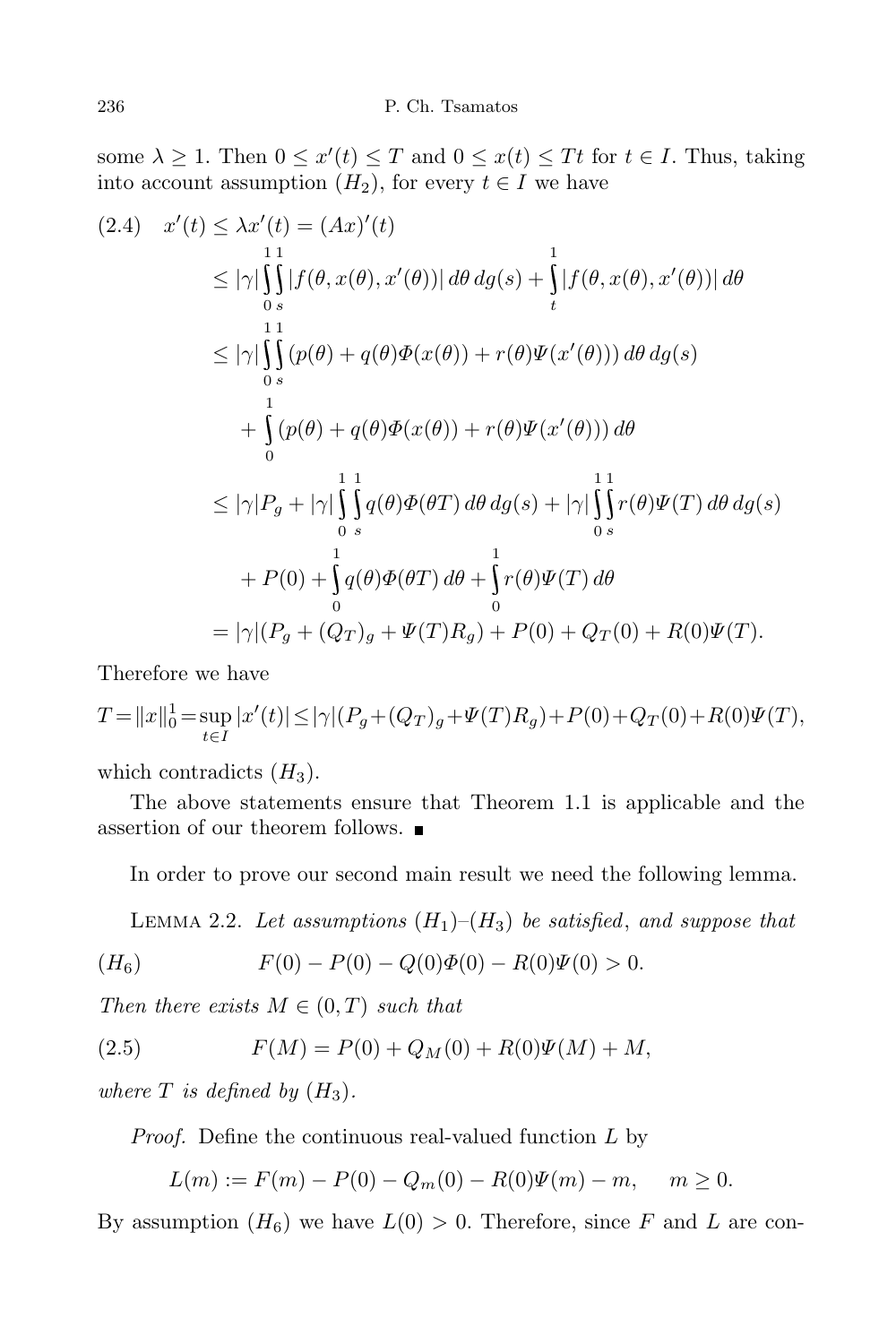some $\lambda \geq 1$. Then $0 \leq x'(t) \leq T$ and $0 \leq x(t) \leq Tt$ for $t \in I$. Thus, taking into account assumption $(H_2)$, for every $t \in I$ we have

$$
\begin{aligned}
(2.4)\quad x'(t) &\leq \lambda x'(t) = (Ax)'(t) \\
&\leq |\gamma| \int_0^1 \int_s^1 |f(\theta, x(\theta), x'(\theta))|\, d\theta\, dg(s) + \int_t^1 |f(\theta, x(\theta), x'(\theta))|\, d\theta \\
&\leq |\gamma| \int_0^1 \int_s^1 (p(\theta) + q(\theta)\Phi(x(\theta)) + r(\theta)\Psi(x'(\theta)))\, d\theta\, dg(s) \\
&\quad + \int_0^1 (p(\theta) + q(\theta)\Phi(x(\theta)) + r(\theta)\Psi(x'(\theta)))\, d\theta \\
&\leq |\gamma| P_g + |\gamma| \int_0^1 \int_s^1 q(\theta)\Phi(\theta T)\, d\theta\, dg(s) + |\gamma| \int_0^1 \int_s^1 r(\theta)\Psi(T)\, d\theta\, dg(s) \\
&\quad + P(0) + \int_0^1 q(\theta)\Phi(\theta T)\, d\theta + \int_0^1 r(\theta)\Psi(T)\, d\theta \\
&= |\gamma|(P_g + (Q_T)_g + \Psi(T)R_g) + P(0) + Q_T(0) + R(0)\Psi(T).
\end{aligned}
$$

Therefore we have

$$
T = \|x\|_0^1 = \sup_{t\in I} |x'(t)| \leq |\gamma|(P_g + (Q_T)_g + \Psi(T)R_g) + P(0) + Q_T(0) + R(0)\Psi(T),
$$

which contradicts $(H_3)$.

The above statements ensure that Theorem 1.1 is applicable and the assertion of our theorem follows. ∎

In order to prove our second main result we need the following lemma.

LEMMA 2.2. *Let assumptions* $(H_1)$–$(H_3)$ *be satisfied, and suppose that*

$$
(H_6)\qquad F(0) - P(0) - Q(0)\Phi(0) - R(0)\Psi(0) > 0.
$$

*Then there exists* $M \in (0, T)$ *such that*

$$
(2.5)\qquad F(M) = P(0) + Q_M(0) + R(0)\Psi(M) + M,
$$

*where* $T$ *is defined by* $(H_3)$.

*Proof.* Define the continuous real-valued function $L$ by

$$
L(m) := F(m) - P(0) - Q_m(0) - R(0)\Psi(m) - m, \qquad m \geq 0.
$$

By assumption $(H_6)$ we have $L(0) > 0$. Therefore, since $F$ and $L$ are con-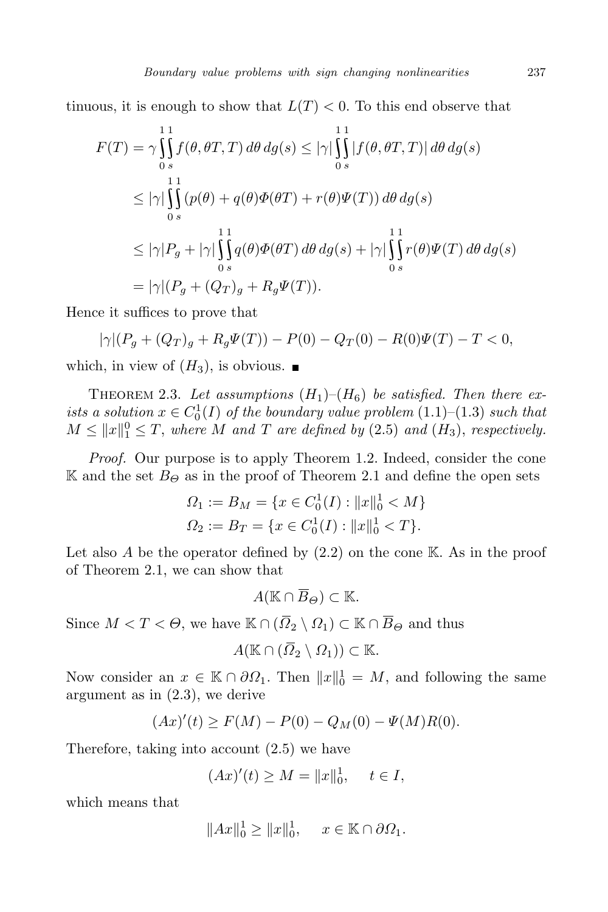tinuous, it is enough to show that $L(T) < 0$. To this end observe that

$$
\begin{aligned}
F(T) &= \gamma \int_0^1 \int_s^1 f(\theta, \theta T, T)\, d\theta\, dg(s) \le |\gamma| \int_0^1 \int_s^1 |f(\theta, \theta T, T)|\, d\theta\, dg(s) \\
&\le |\gamma| \int_0^1 \int_s^1 (p(\theta) + q(\theta)\Phi(\theta T) + r(\theta)\Psi(T))\, d\theta\, dg(s) \\
&\le |\gamma| P_g + |\gamma| \int_0^1 \int_s^1 q(\theta)\Phi(\theta T)\, d\theta\, dg(s) + |\gamma| \int_0^1 \int_s^1 r(\theta)\Psi(T)\, d\theta\, dg(s) \\
&= |\gamma|(P_g + (Q_T)_g + R_g \Psi(T)).
\end{aligned}
$$

Hence it suffices to prove that

$$
|\gamma|(P_g + (Q_T)_g + R_g\Psi(T)) - P(0) - Q_T(0) - R(0)\Psi(T) - T < 0,
$$

which, in view of $(H_3)$, is obvious. ■

THEOREM 2.3. *Let assumptions $(H_1)$–$(H_6)$ be satisfied. Then there exists a solution $x \in C_0^1(I)$ of the boundary value problem* (1.1)–(1.3) *such that $M \le \|x\|_1^0 \le T$, where $M$ and $T$ are defined by* (2.5) *and* $(H_3)$, *respectively.*

*Proof.* Our purpose is to apply Theorem 1.2. Indeed, consider the cone $\mathbb{K}$ and the set $B_\Theta$ as in the proof of Theorem 2.1 and define the open sets

$$
\begin{aligned}
\Omega_1 &:= B_M = \{x \in C_0^1(I) : \|x\|_0^1 < M\} \\
\Omega_2 &:= B_T = \{x \in C_0^1(I) : \|x\|_0^1 < T\}.
\end{aligned}
$$

Let also $A$ be the operator defined by (2.2) on the cone $\mathbb{K}$. As in the proof of Theorem 2.1, we can show that

$$
A(\mathbb{K} \cap \overline{B}_\Theta) \subset \mathbb{K}.
$$

Since $M < T < \Theta$, we have $\mathbb{K} \cap (\overline{\Omega}_2 \setminus \Omega_1) \subset \mathbb{K} \cap \overline{B}_\Theta$ and thus

$$
A(\mathbb{K} \cap (\overline{\Omega}_2 \setminus \Omega_1)) \subset \mathbb{K}.
$$

Now consider an $x \in \mathbb{K} \cap \partial\Omega_1$. Then $\|x\|_0^1 = M$, and following the same argument as in (2.3), we derive

$$
(Ax)'(t) \ge F(M) - P(0) - Q_M(0) - \Psi(M)R(0).
$$

Therefore, taking into account (2.5) we have

$$
(Ax)'(t) \ge M = \|x\|_0^1, \quad t \in I,
$$

which means that

$$
\|Ax\|_0^1 \ge \|x\|_0^1, \quad x \in \mathbb{K} \cap \partial\Omega_1.
$$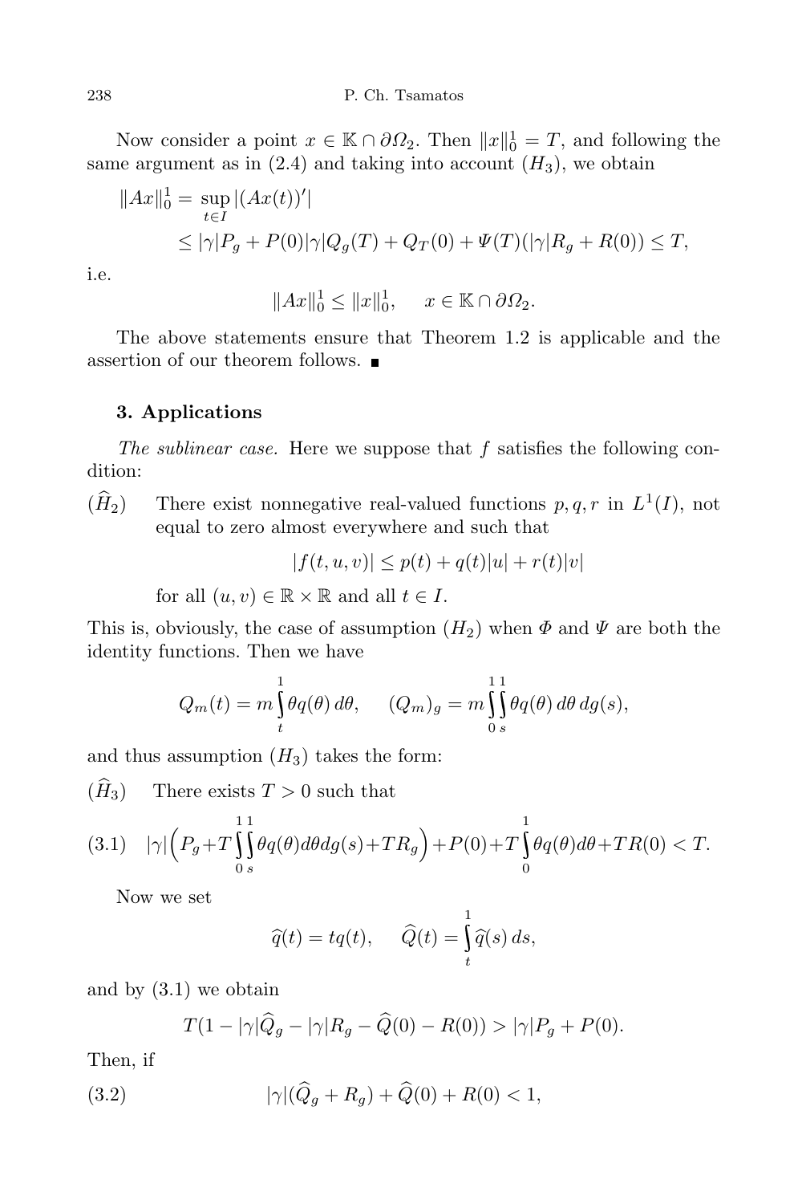Now consider a point $x \in \mathbb{K} \cap \partial\Omega_2$. Then $\|x\|_0^1 = T$, and following the same argument as in (2.4) and taking into account $(H_3)$, we obtain

$$
\begin{aligned}
\|Ax\|_0^1 &= \sup_{t \in I} |(Ax(t))'| \\
&\le |\gamma| P_g + P(0)|\gamma| Q_g(T) + Q_T(0) + \Psi(T)(|\gamma| R_g + R(0)) \le T,
\end{aligned}
$$

i.e.

$$
\|Ax\|_0^1 \le \|x\|_0^1, \quad x \in \mathbb{K} \cap \partial\Omega_2.
$$

The above statements ensure that Theorem 1.2 is applicable and the assertion of our theorem follows. ∎

## 3. Applications

*The sublinear case.* Here we suppose that $f$ satisfies the following condition:

$(\widehat{H}_2)$ There exist nonnegative real-valued functions $p, q, r$ in $L^1(I)$, not equal to zero almost everywhere and such that

$$
|f(t,u,v)| \le p(t) + q(t)|u| + r(t)|v|
$$

for all $(u,v) \in \mathbb{R} \times \mathbb{R}$ and all $t \in I$.

This is, obviously, the case of assumption $(H_2)$ when $\Phi$ and $\Psi$ are both the identity functions. Then we have

$$
Q_m(t) = m \int_t^1 \theta q(\theta)\, d\theta, \qquad (Q_m)_g = m \int_0^1 \int_s^1 \theta q(\theta)\, d\theta\, dg(s),
$$

and thus assumption $(H_3)$ takes the form:

$(\widehat{H}_3)$ There exists $T > 0$ such that

$$
|\gamma| \Big( P_g + T \int_0^1 \int_s^1 \theta q(\theta) d\theta dg(s) + T R_g \Big) + P(0) + T \int_0^1 \theta q(\theta) d\theta + T R(0) < T. \tag{3.1}
$$

Now we set

$$
\widehat{q}(t) = t q(t), \qquad \widehat{Q}(t) = \int_t^1 \widehat{q}(s)\, ds,
$$

and by (3.1) we obtain

$$
T(1 - |\gamma| \widehat{Q}_g - |\gamma| R_g - \widehat{Q}(0) - R(0)) > |\gamma| P_g + P(0).
$$

Then, if

$$
|\gamma| (\widehat{Q}_g + R_g) + \widehat{Q}(0) + R(0) < 1, \tag{3.2}
$$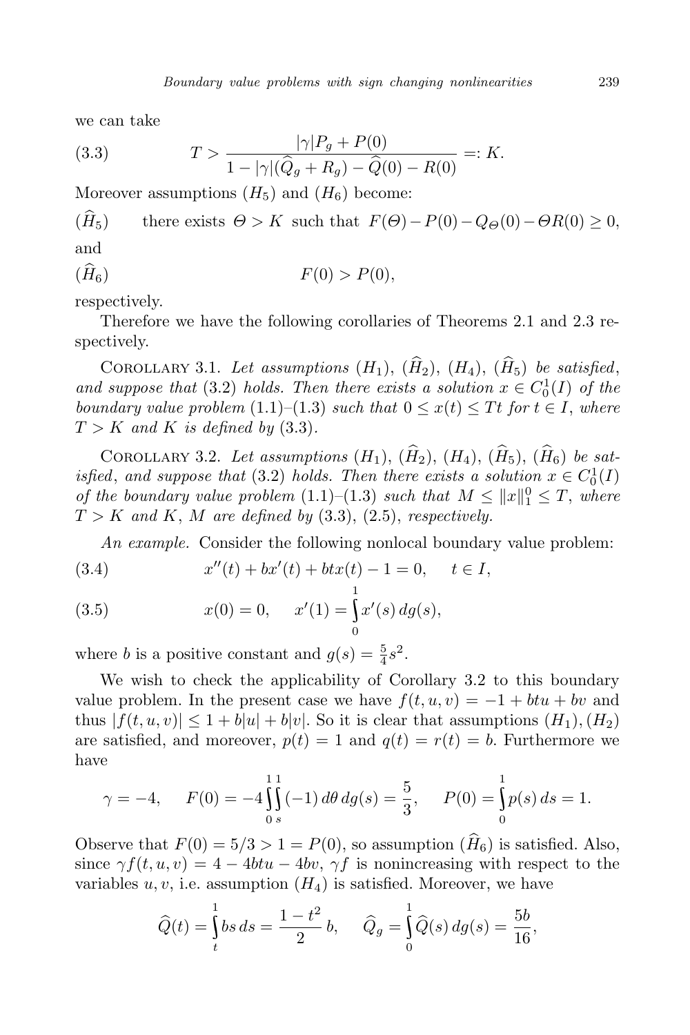we can take

$$T > \frac{|\gamma| P_g + P(0)}{1 - |\gamma|(\widehat{Q}_g + R_g) - \widehat{Q}(0) - R(0)} =: K. \tag{3.3}$$

Moreover assumptions $(H_5)$ and $(H_6)$ become:

$(\widehat{H}_5)$ there exists $\Theta > K$ such that $F(\Theta) - P(0) - Q_\Theta(0) - \Theta R(0) \geq 0$,

and

$(\widehat{H}_6)$
$$F(0) > P(0),$$

respectively.

Therefore we have the following corollaries of Theorems 2.1 and 2.3 respectively.

Corollary 3.1. *Let assumptions* $(H_1)$, $(\widehat{H}_2)$, $(H_4)$, $(\widehat{H}_5)$ *be satisfied, and suppose that* (3.2) *holds. Then there exists a solution* $x \in C_0^1(I)$ *of the boundary value problem* (1.1)–(1.3) *such that* $0 \leq x(t) \leq Tt$ *for* $t \in I$, *where* $T > K$ *and* $K$ *is defined by* (3.3).

Corollary 3.2. *Let assumptions* $(H_1)$, $(\widehat{H}_2)$, $(H_4)$, $(\widehat{H}_5)$, $(\widehat{H}_6)$ *be satisfied, and suppose that* (3.2) *holds. Then there exists a solution* $x \in C_0^1(I)$ *of the boundary value problem* (1.1)–(1.3) *such that* $M \leq \|x\|_1^0 \leq T$, *where* $T > K$ *and* $K$, $M$ *are defined by* (3.3), (2.5), *respectively.*

*An example.* Consider the following nonlocal boundary value problem:

$$x''(t) + bx'(t) + btx(t) - 1 = 0, \quad t \in I, \tag{3.4}$$

$$x(0) = 0, \quad x'(1) = \int_0^1 x'(s)\,dg(s), \tag{3.5}$$

where $b$ is a positive constant and $g(s) = \frac{5}{4}s^2$.

We wish to check the applicability of Corollary 3.2 to this boundary value problem. In the present case we have $f(t,u,v) = -1 + btu + bv$ and thus $|f(t,u,v)| \leq 1 + b|u| + b|v|$. So it is clear that assumptions $(H_1), (H_2)$ are satisfied, and moreover, $p(t) = 1$ and $q(t) = r(t) = b$. Furthermore we have

$$\gamma = -4, \quad F(0) = -4\int_0^1\int_s^1 (-1)\,d\theta\,dg(s) = \frac{5}{3}, \quad P(0) = \int_0^1 p(s)\,ds = 1.$$

Observe that $F(0) = 5/3 > 1 = P(0)$, so assumption $(\widehat{H}_6)$ is satisfied. Also, since $\gamma f(t,u,v) = 4 - 4btu - 4bv$, $\gamma f$ is nonincreasing with respect to the variables $u, v$, i.e. assumption $(H_4)$ is satisfied. Moreover, we have

$$\widehat{Q}(t) = \int_t^1 bs\,ds = \frac{1 - t^2}{2}\,b, \quad \widehat{Q}_g = \int_0^1 \widehat{Q}(s)\,dg(s) = \frac{5b}{16},$$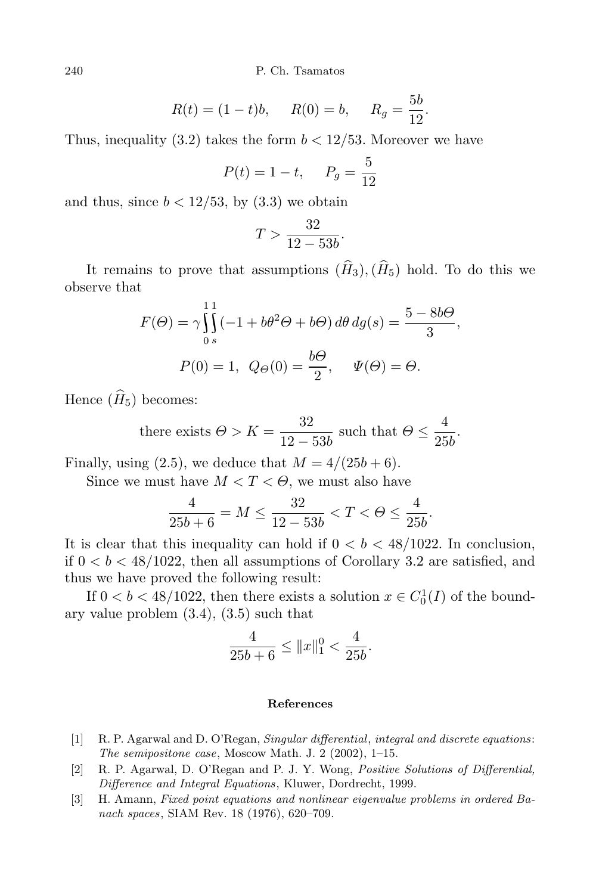$$R(t) = (1-t)b, \quad R(0) = b, \quad R_g = \frac{5b}{12}.$$

Thus, inequality (3.2) takes the form $b < 12/53$. Moreover we have

$$P(t) = 1 - t, \quad P_g = \frac{5}{12}$$

and thus, since $b < 12/53$, by (3.3) we obtain

$$T > \frac{32}{12 - 53b}.$$

It remains to prove that assumptions $(\widehat{H}_3), (\widehat{H}_5)$ hold. To do this we observe that

$$F(\Theta) = \gamma \int_0^1 \int_s^1 (-1 + b\theta^2\Theta + b\Theta)\, d\theta\, dg(s) = \frac{5 - 8b\Theta}{3},$$

$$P(0) = 1, \ \ Q_\Theta(0) = \frac{b\Theta}{2}, \quad \Psi(\Theta) = \Theta.$$

Hence $(\widehat{H}_5)$ becomes:

$$\text{there exists } \Theta > K = \frac{32}{12 - 53b} \text{ such that } \Theta \leq \frac{4}{25b}.$$

Finally, using (2.5), we deduce that $M = 4/(25b + 6)$.

Since we must have $M < T < \Theta$, we must also have

$$\frac{4}{25b + 6} = M \leq \frac{32}{12 - 53b} < T < \Theta \leq \frac{4}{25b}.$$

It is clear that this inequality can hold if $0 < b < 48/1022$. In conclusion, if $0 < b < 48/1022$, then all assumptions of Corollary 3.2 are satisfied, and thus we have proved the following result:

If $0 < b < 48/1022$, then there exists a solution $x \in C_0^1(I)$ of the boundary value problem (3.4), (3.5) such that

$$\frac{4}{25b + 6} \leq \|x\|_1^0 < \frac{4}{25b}.$$

## References

[1] R. P. Agarwal and D. O'Regan, *Singular differential, integral and discrete equations: The semipositone case*, Moscow Math. J. 2 (2002), 1–15.

[2] R. P. Agarwal, D. O'Regan and P. J. Y. Wong, *Positive Solutions of Differential, Difference and Integral Equations*, Kluwer, Dordrecht, 1999.

[3] H. Amann, *Fixed point equations and nonlinear eigenvalue problems in ordered Banach spaces*, SIAM Rev. 18 (1976), 620–709.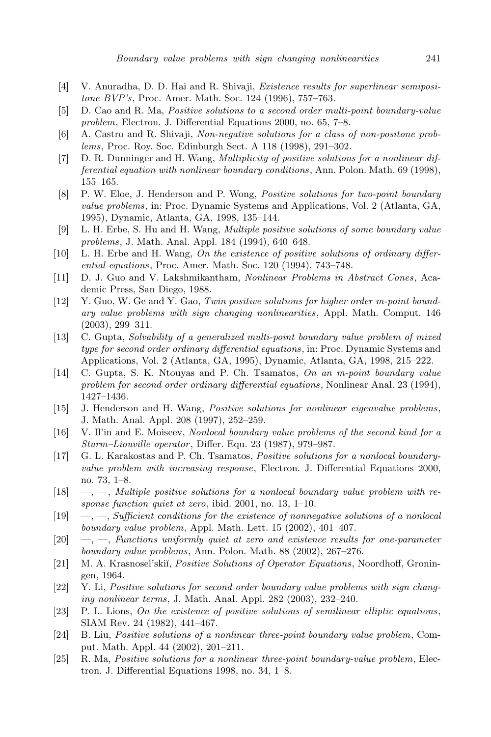[4] V. Anuradha, D. D. Hai and R. Shivaji, *Existence results for superlinear semipositone BVP's*, Proc. Amer. Math. Soc. 124 (1996), 757–763.

[5] D. Cao and R. Ma, *Positive solutions to a second order multi-point boundary-value problem*, Electron. J. Differential Equations 2000, no. 65, 7–8.

[6] A. Castro and R. Shivaji, *Non-negative solutions for a class of non-positone problems*, Proc. Roy. Soc. Edinburgh Sect. A 118 (1998), 291–302.

[7] D. R. Dunninger and H. Wang, *Multiplicity of positive solutions for a nonlinear differential equation with nonlinear boundary conditions*, Ann. Polon. Math. 69 (1998), 155–165.

[8] P. W. Eloe, J. Henderson and P. Wong, *Positive solutions for two-point boundary value problems*, in: Proc. Dynamic Systems and Applications, Vol. 2 (Atlanta, GA, 1995), Dynamic, Atlanta, GA, 1998, 135–144.

[9] L. H. Erbe, S. Hu and H. Wang, *Multiple positive solutions of some boundary value problems*, J. Math. Anal. Appl. 184 (1994), 640–648.

[10] L. H. Erbe and H. Wang, *On the existence of positive solutions of ordinary differential equations*, Proc. Amer. Math. Soc. 120 (1994), 743–748.

[11] D. J. Guo and V. Lakshmikantham, *Nonlinear Problems in Abstract Cones*, Academic Press, San Diego, 1988.

[12] Y. Guo, W. Ge and Y. Gao, *Twin positive solutions for higher order m-point boundary value problems with sign changing nonlinearities*, Appl. Math. Comput. 146 (2003), 299–311.

[13] C. Gupta, *Solvability of a generalized multi-point boundary value problem of mixed type for second order ordinary differential equations*, in: Proc. Dynamic Systems and Applications, Vol. 2 (Atlanta, GA, 1995), Dynamic, Atlanta, GA, 1998, 215–222.

[14] C. Gupta, S. K. Ntouyas and P. Ch. Tsamatos, *On an m-point boundary value problem for second order ordinary differential equations*, Nonlinear Anal. 23 (1994), 1427–1436.

[15] J. Henderson and H. Wang, *Positive solutions for nonlinear eigenvalue problems*, J. Math. Anal. Appl. 208 (1997), 252–259.

[16] V. Il'in and E. Moiseev, *Nonlocal boundary value problems of the second kind for a Sturm–Liouville operator*, Differ. Equ. 23 (1987), 979–987.

[17] G. L. Karakostas and P. Ch. Tsamatos, *Positive solutions for a nonlocal boundary-value problem with increasing response*, Electron. J. Differential Equations 2000, no. 73, 1–8.

[18] —, —, *Multiple positive solutions for a nonlocal boundary value problem with response function quiet at zero*, ibid. 2001, no. 13, 1–10.

[19] —, —, *Sufficient conditions for the existence of nonnegative solutions of a nonlocal boundary value problem*, Appl. Math. Lett. 15 (2002), 401–407.

[20] —, —, *Functions uniformly quiet at zero and existence results for one-parameter boundary value problems*, Ann. Polon. Math. 88 (2002), 267–276.

[21] M. A. Krasnosel'skiĭ, *Positive Solutions of Operator Equations*, Noordhoff, Groningen, 1964.

[22] Y. Li, *Positive solutions for second order boundary value problems with sign changing nonlinear terms*, J. Math. Anal. Appl. 282 (2003), 232–240.

[23] P. L. Lions, *On the existence of positive solutions of semilinear elliptic equations*, SIAM Rev. 24 (1982), 441–467.

[24] B. Liu, *Positive solutions of a nonlinear three-point boundary value problem*, Comput. Math. Appl. 44 (2002), 201–211.

[25] R. Ma, *Positive solutions for a nonlinear three-point boundary-value problem*, Electron. J. Differential Equations 1998, no. 34, 1–8.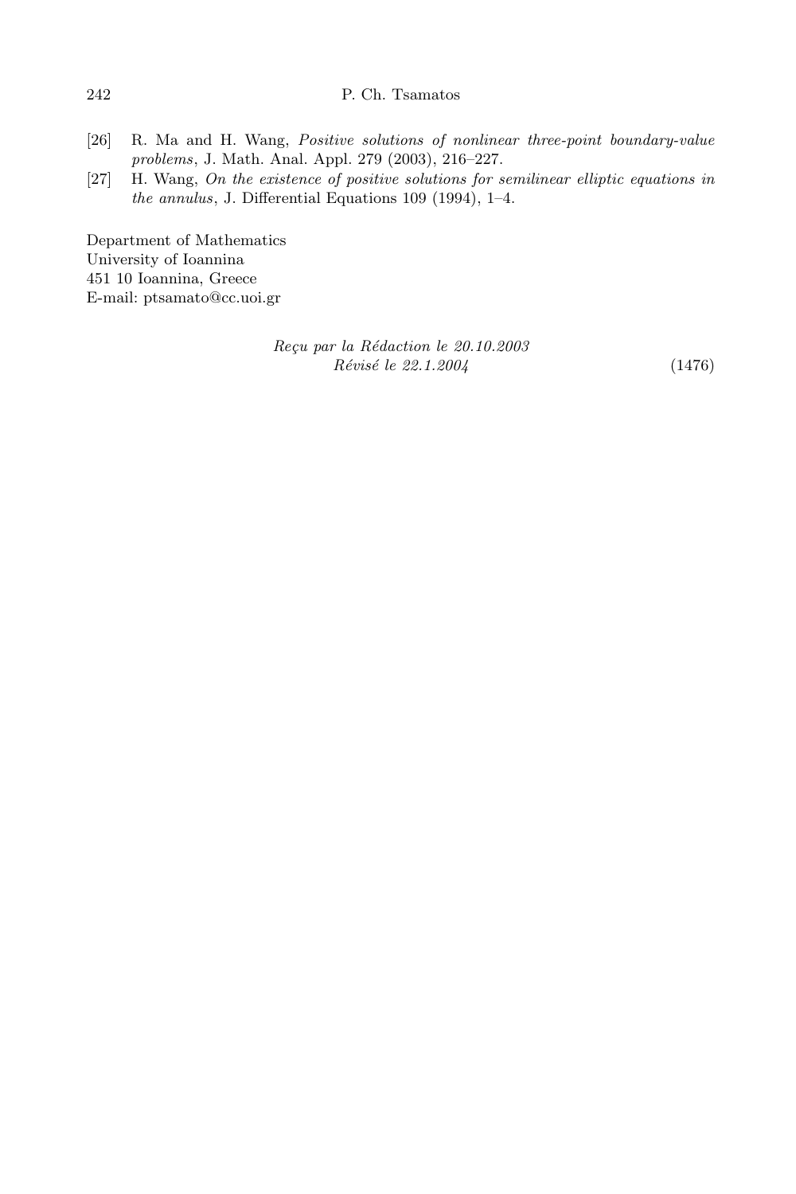[26] R. Ma and H. Wang, *Positive solutions of nonlinear three-point boundary-value problems*, J. Math. Anal. Appl. 279 (2003), 216–227.

[27] H. Wang, *On the existence of positive solutions for semilinear elliptic equations in the annulus*, J. Differential Equations 109 (1994), 1–4.

Department of Mathematics
University of Ioannina
451 10 Ioannina, Greece
E-mail: ptsamato@cc.uoi.gr

*Reçu par la Rédaction le 20.10.2003*
*Révisé le 22.1.2004* (1476)